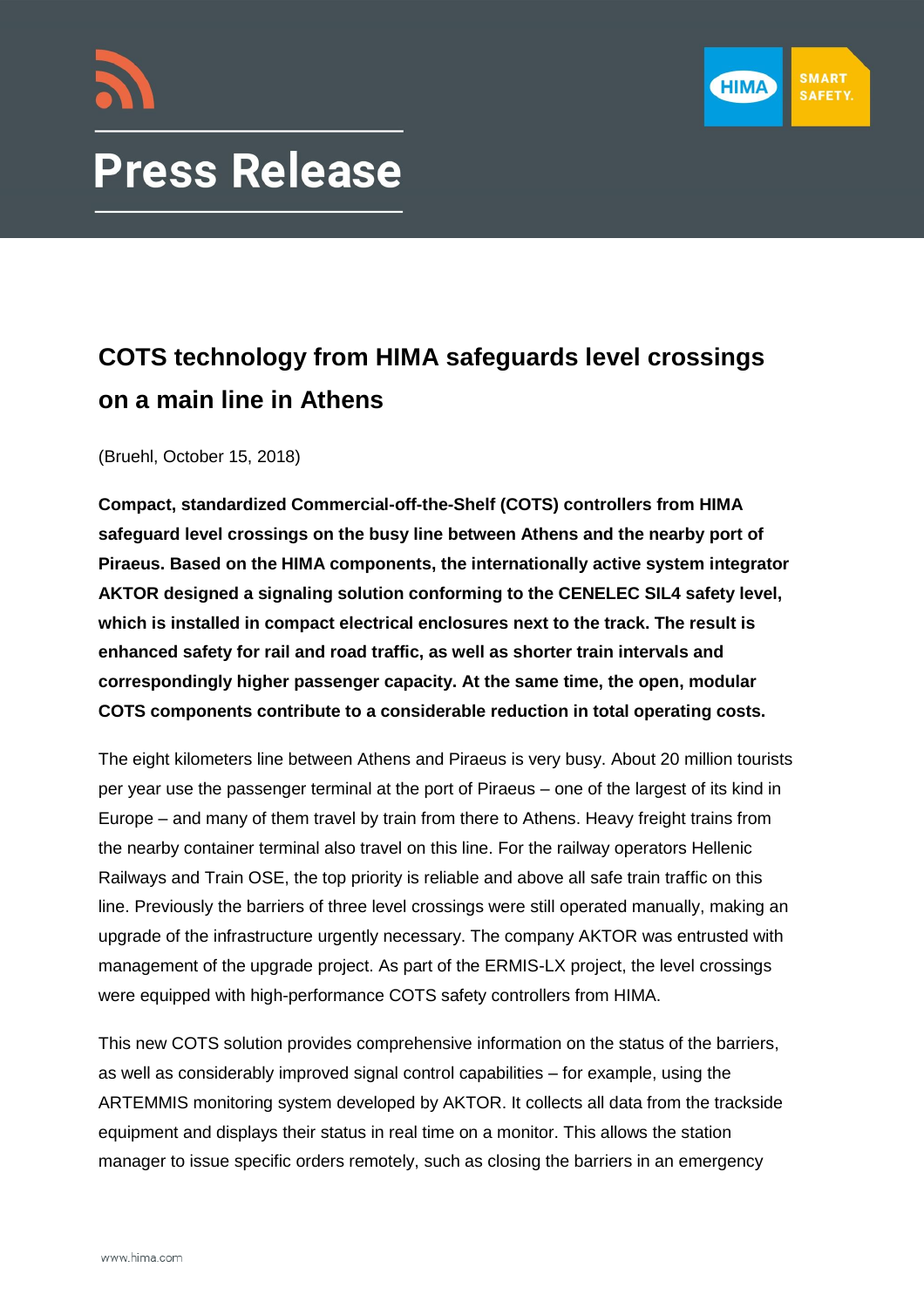# Press Release

## COTS technology from HIMA safeguards level crossings on a main line in Athens

(Bruehl, October 15, 2018)

**Compact, standardized Commercial-off-the-Shelf (COTS) controllers from HIMA safeguard level crossings on the busy line between Athens and the nearby port of Piraeus. Based on the HIMA components, the internationally active system integrator AKTOR designed a signaling solution conforming to the CENELEC SIL4 safety level, which is installed in compact electrical enclosures next to the track. The result is enhanced safety for rail and road traffic, as well as shorter train intervals and correspondingly higher passenger capacity. At the same time, the open, modular COTS components contribute to a considerable reduction in total operating costs.**

The eight kilometers line between Athens and Piraeus is very busy. About 20 million tourists per year use the passenger terminal at the port of Piraeus – one of the largest of its kind in Europe – and many of them travel by train from there to Athens. Heavy freight trains from the nearby container terminal also travel on this line. For the railway operators Hellenic Railways and Train OSE, the top priority is reliable and above all safe train traffic on this line. Previously the barriers of three level crossings were still operated manually, making an upgrade of the infrastructure urgently necessary. The company AKTOR was entrusted with management of the upgrade project. As part of the ERMIS-LX project, the level crossings were equipped with high-performance COTS safety controllers from HIMA.

This new COTS solution provides comprehensive information on the status of the barriers, as well as considerably improved signal control capabilities – for example, using the ARTEMMIS monitoring system developed by AKTOR. It collects all data from the trackside equipment and displays their status in real time on a monitor. This allows the station manager to issue specific orders remotely, such as closing the barriers in an emergency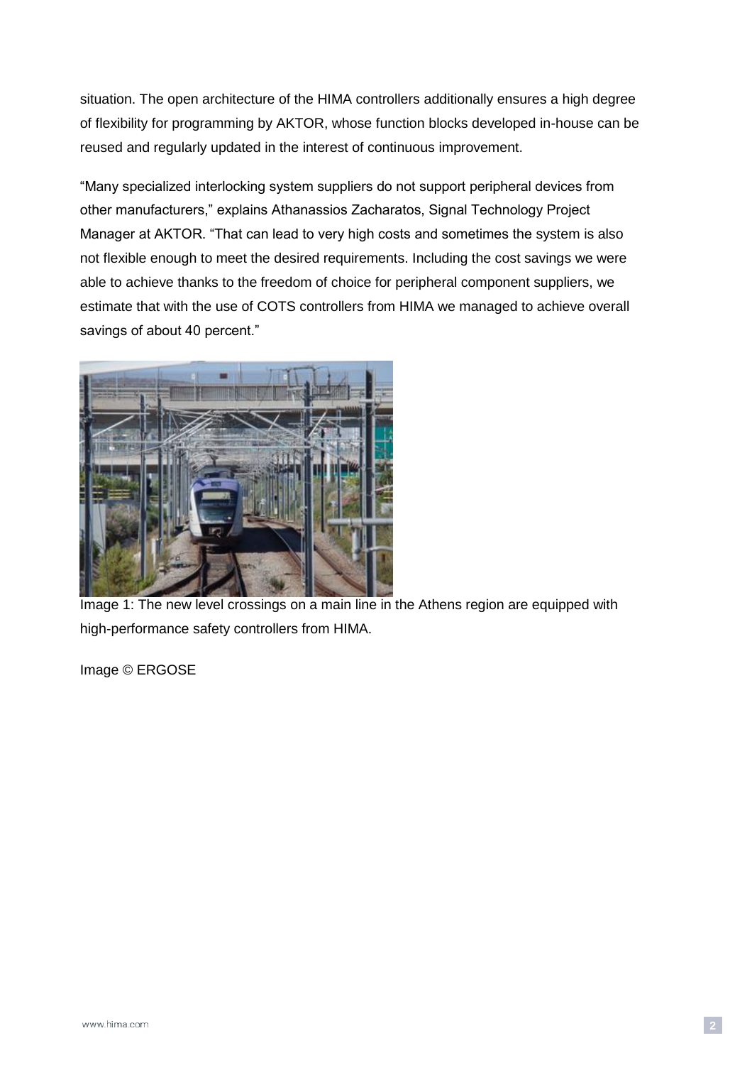situation. The open architecture of the HIMA controllers additionally ensures a high degree of flexibility for programming by AKTOR, whose function blocks developed in-house can be reused and regularly updated in the interest of continuous improvement.

"Many specialized interlocking system suppliers do not support peripheral devices from other manufacturers," explains Athanassios Zacharatos, Signal Technology Project Manager at AKTOR. "That can lead to very high costs and sometimes the system is also not flexible enough to meet the desired requirements. Including the cost savings we were able to achieve thanks to the freedom of choice for peripheral component suppliers, we estimate that with the use of COTS controllers from HIMA we managed to achieve overall savings of about 40 percent."

Image 1: The new level crossings on a main line in the Athens region are equipped with high-performance safety controllers from HIMA.

Image © ERGOSE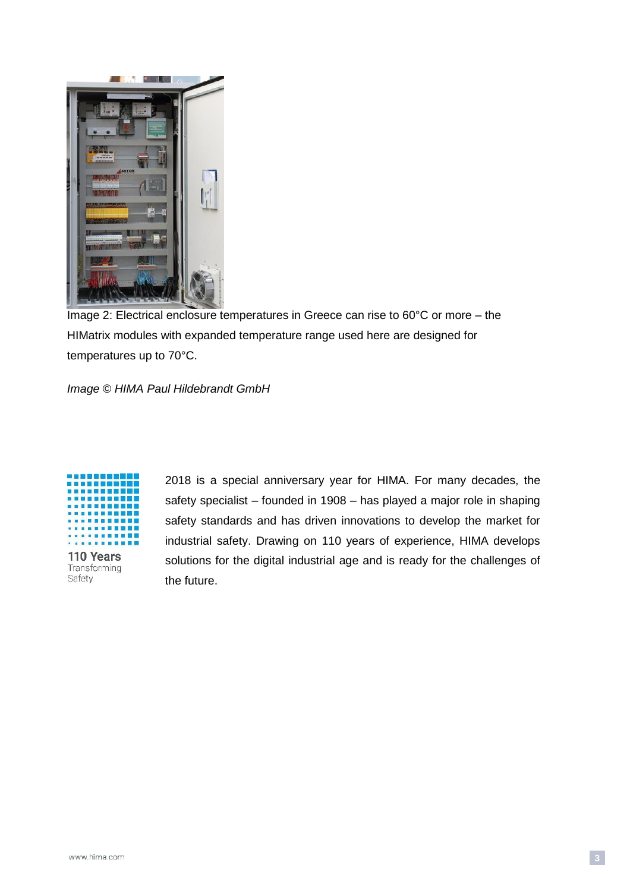Image 2: Electrical enclosure temperatures in Greece can rise to 60°C or more – the HIMatrix modules with expanded temperature range used here are designed for temperatures up to 70°C.

*Image © HIMA Paul Hildebrandt GmbH*

110 Years
Transforming
Safety

2018 is a special anniversary year for HIMA. For many decades, the safety specialist – founded in 1908 – has played a major role in shaping safety standards and has driven innovations to develop the market for industrial safety. Drawing on 110 years of experience, HIMA develops solutions for the digital industrial age and is ready for the challenges of the future.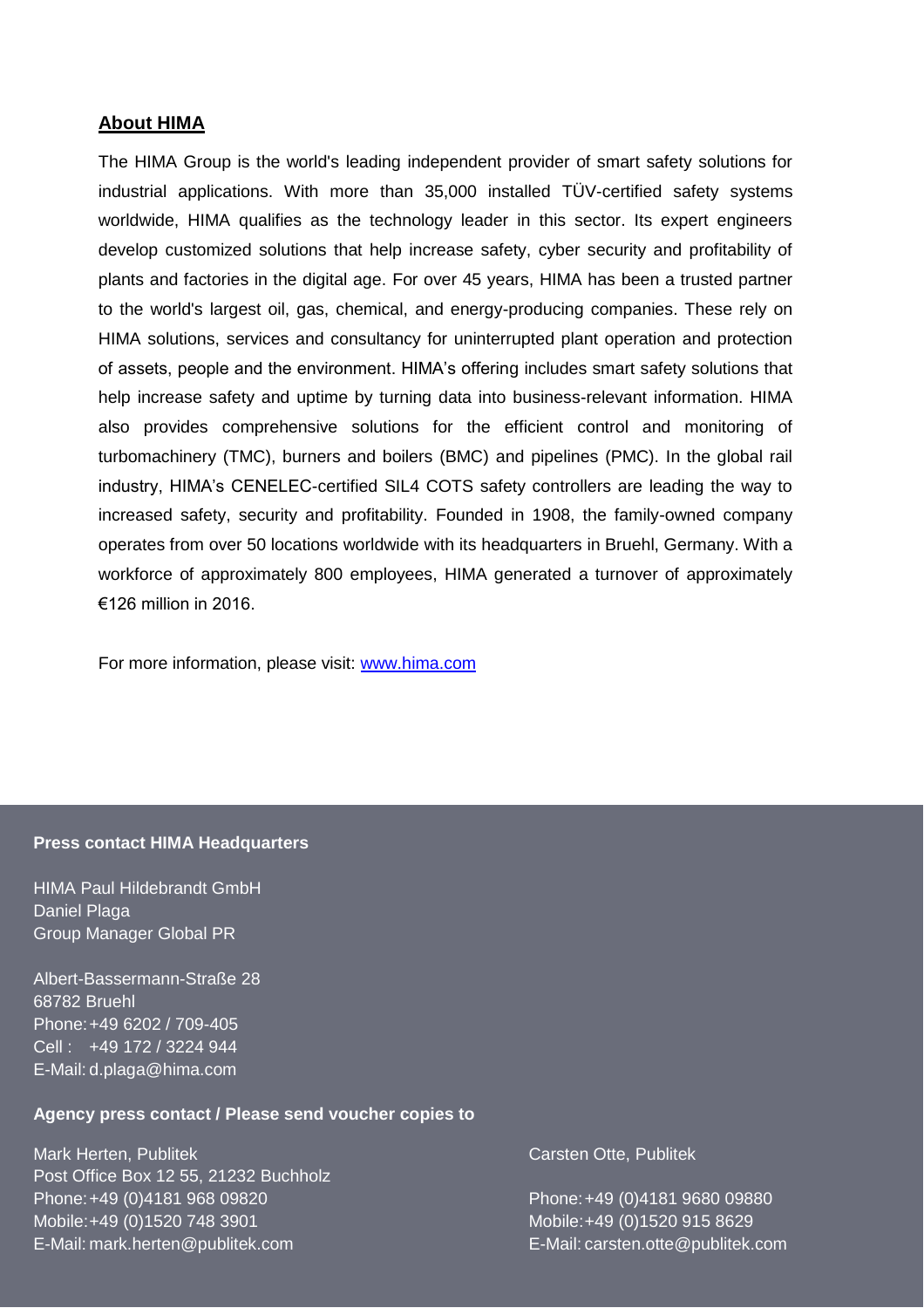## About HIMA

The HIMA Group is the world's leading independent provider of smart safety solutions for industrial applications. With more than 35,000 installed TÜV-certified safety systems worldwide, HIMA qualifies as the technology leader in this sector. Its expert engineers develop customized solutions that help increase safety, cyber security and profitability of plants and factories in the digital age. For over 45 years, HIMA has been a trusted partner to the world's largest oil, gas, chemical, and energy-producing companies. These rely on HIMA solutions, services and consultancy for uninterrupted plant operation and protection of assets, people and the environment. HIMA's offering includes smart safety solutions that help increase safety and uptime by turning data into business-relevant information. HIMA also provides comprehensive solutions for the efficient control and monitoring of turbomachinery (TMC), burners and boilers (BMC) and pipelines (PMC). In the global rail industry, HIMA's CENELEC-certified SIL4 COTS safety controllers are leading the way to increased safety, security and profitability. Founded in 1908, the family-owned company operates from over 50 locations worldwide with its headquarters in Bruehl, Germany. With a workforce of approximately 800 employees, HIMA generated a turnover of approximately €126 million in 2016.

For more information, please visit: [www.hima.com](http://www.hima.com)

**Press contact HIMA Headquarters**

HIMA Paul Hildebrandt GmbH
Daniel Plaga
Group Manager Global PR

Albert-Bassermann-Straße 28
68782 Bruehl
Phone: +49 6202 / 709-405
Cell : +49 172 / 3224 944
E-Mail: d.plaga@hima.com

**Agency press contact / Please send voucher copies to**

Mark Herten, Publitek
Post Office Box 12 55, 21232 Buchholz
Phone: +49 (0)4181 968 09820
Mobile: +49 (0)1520 748 3901
E-Mail: mark.herten@publitek.com

Carsten Otte, Publitek

Phone: +49 (0)4181 9680 09880
Mobile: +49 (0)1520 915 8629
E-Mail: carsten.otte@publitek.com